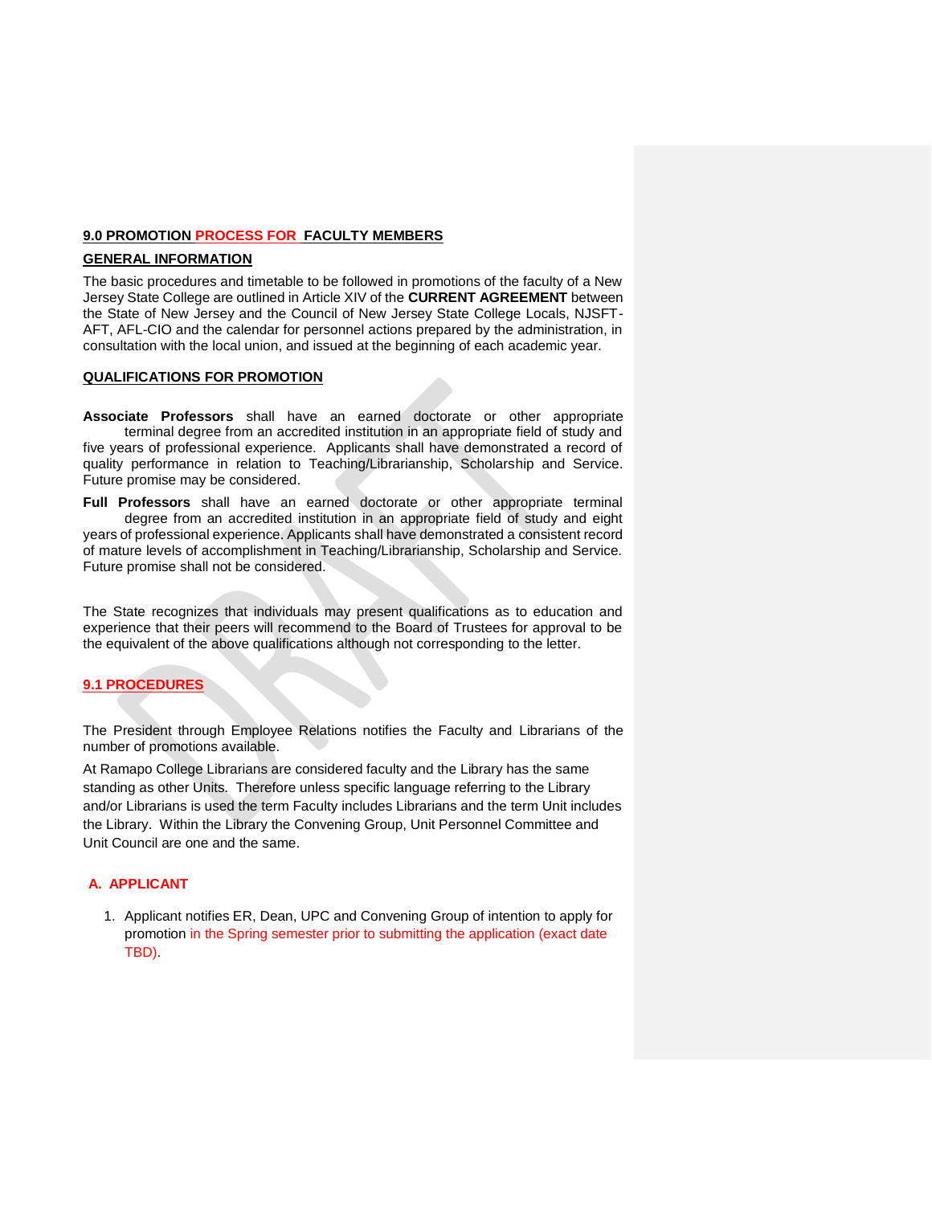## 9.0 PROMOTION PROCESS FOR FACULTY MEMBERS

### GENERAL INFORMATION

The basic procedures and timetable to be followed in promotions of the faculty of a New Jersey State College are outlined in Article XIV of the **CURRENT AGREEMENT** between the State of New Jersey and the Council of New Jersey State College Locals, NJSFT-AFT, AFL-CIO and the calendar for personnel actions prepared by the administration, in consultation with the local union, and issued at the beginning of each academic year.

### QUALIFICATIONS FOR PROMOTION

**Associate Professors** shall have an earned doctorate or other appropriate terminal degree from an accredited institution in an appropriate field of study and five years of professional experience. Applicants shall have demonstrated a record of quality performance in relation to Teaching/Librarianship, Scholarship and Service. Future promise may be considered.

**Full Professors** shall have an earned doctorate or other appropriate terminal degree from an accredited institution in an appropriate field of study and eight years of professional experience. Applicants shall have demonstrated a consistent record of mature levels of accomplishment in Teaching/Librarianship, Scholarship and Service. Future promise shall not be considered.

The State recognizes that individuals may present qualifications as to education and experience that their peers will recommend to the Board of Trustees for approval to be the equivalent of the above qualifications although not corresponding to the letter.

### 9.1 PROCEDURES

The President through Employee Relations notifies the Faculty and Librarians of the number of promotions available.

At Ramapo College Librarians are considered faculty and the Library has the same standing as other Units. Therefore unless specific language referring to the Library and/or Librarians is used the term Faculty includes Librarians and the term Unit includes the Library. Within the Library the Convening Group, Unit Personnel Committee and Unit Council are one and the same.

#### A. APPLICANT

1. Applicant notifies ER, Dean, UPC and Convening Group of intention to apply for promotion in the Spring semester prior to submitting the application (exact date TBD).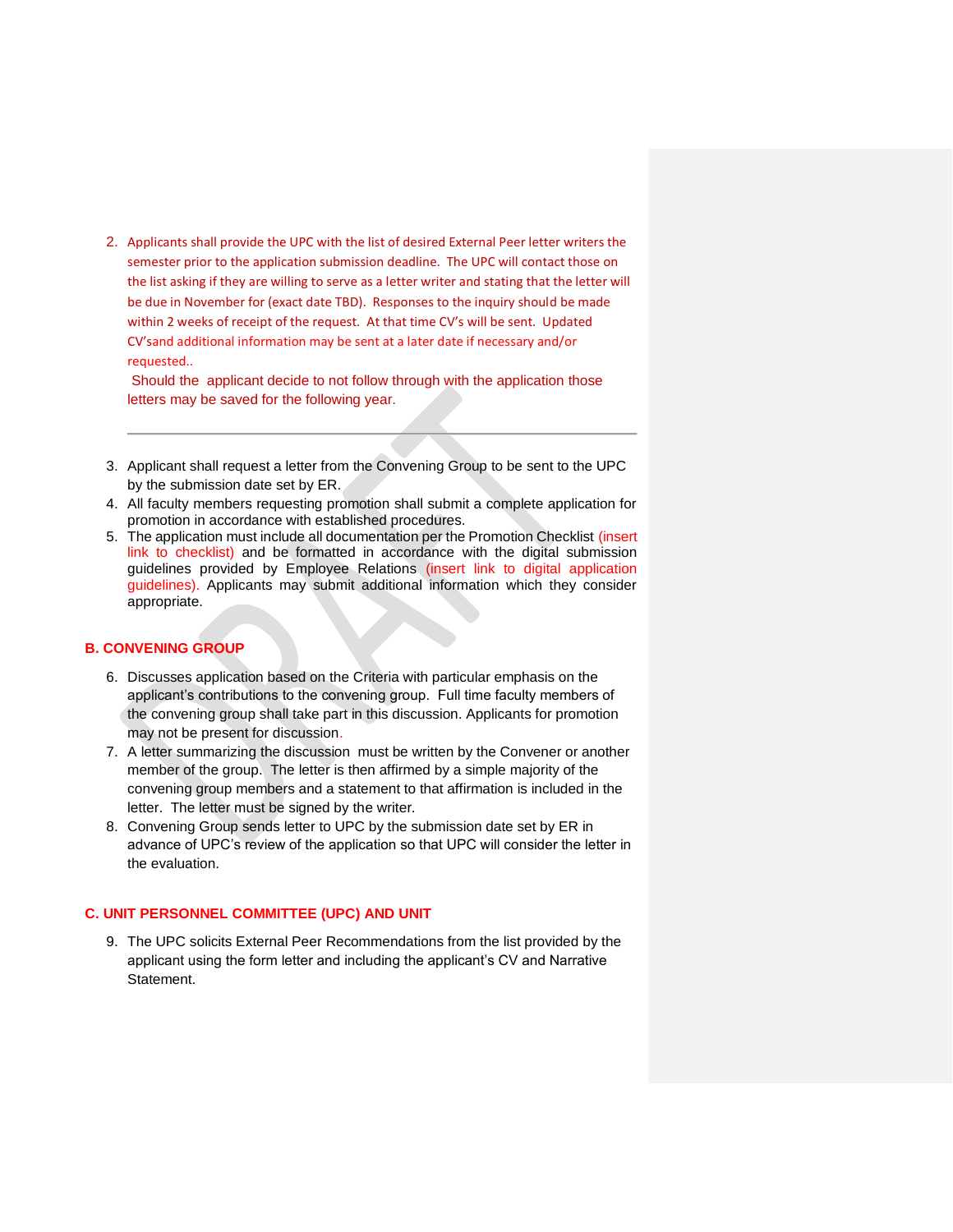2. Applicants shall provide the UPC with the list of desired External Peer letter writers the semester prior to the application submission deadline. The UPC will contact those on the list asking if they are willing to serve as a letter writer and stating that the letter will be due in November for (exact date TBD). Responses to the inquiry should be made within 2 weeks of receipt of the request. At that time CV's will be sent. Updated CV'sand additional information may be sent at a later date if necessary and/or requested..

   Should the applicant decide to not follow through with the application those letters may be saved for the following year.

---

3. Applicant shall request a letter from the Convening Group to be sent to the UPC by the submission date set by ER.
4. All faculty members requesting promotion shall submit a complete application for promotion in accordance with established procedures.
5. The application must include all documentation per the Promotion Checklist (insert link to checklist) and be formatted in accordance with the digital submission guidelines provided by Employee Relations (insert link to digital application guidelines). Applicants may submit additional information which they consider appropriate.

## B. CONVENING GROUP

6. Discusses application based on the Criteria with particular emphasis on the applicant's contributions to the convening group. Full time faculty members of the convening group shall take part in this discussion. Applicants for promotion may not be present for discussion.
7. A letter summarizing the discussion must be written by the Convener or another member of the group. The letter is then affirmed by a simple majority of the convening group members and a statement to that affirmation is included in the letter. The letter must be signed by the writer.
8. Convening Group sends letter to UPC by the submission date set by ER in advance of UPC's review of the application so that UPC will consider the letter in the evaluation.

## C. UNIT PERSONNEL COMMITTEE (UPC) AND UNIT

9. The UPC solicits External Peer Recommendations from the list provided by the applicant using the form letter and including the applicant's CV and Narrative Statement.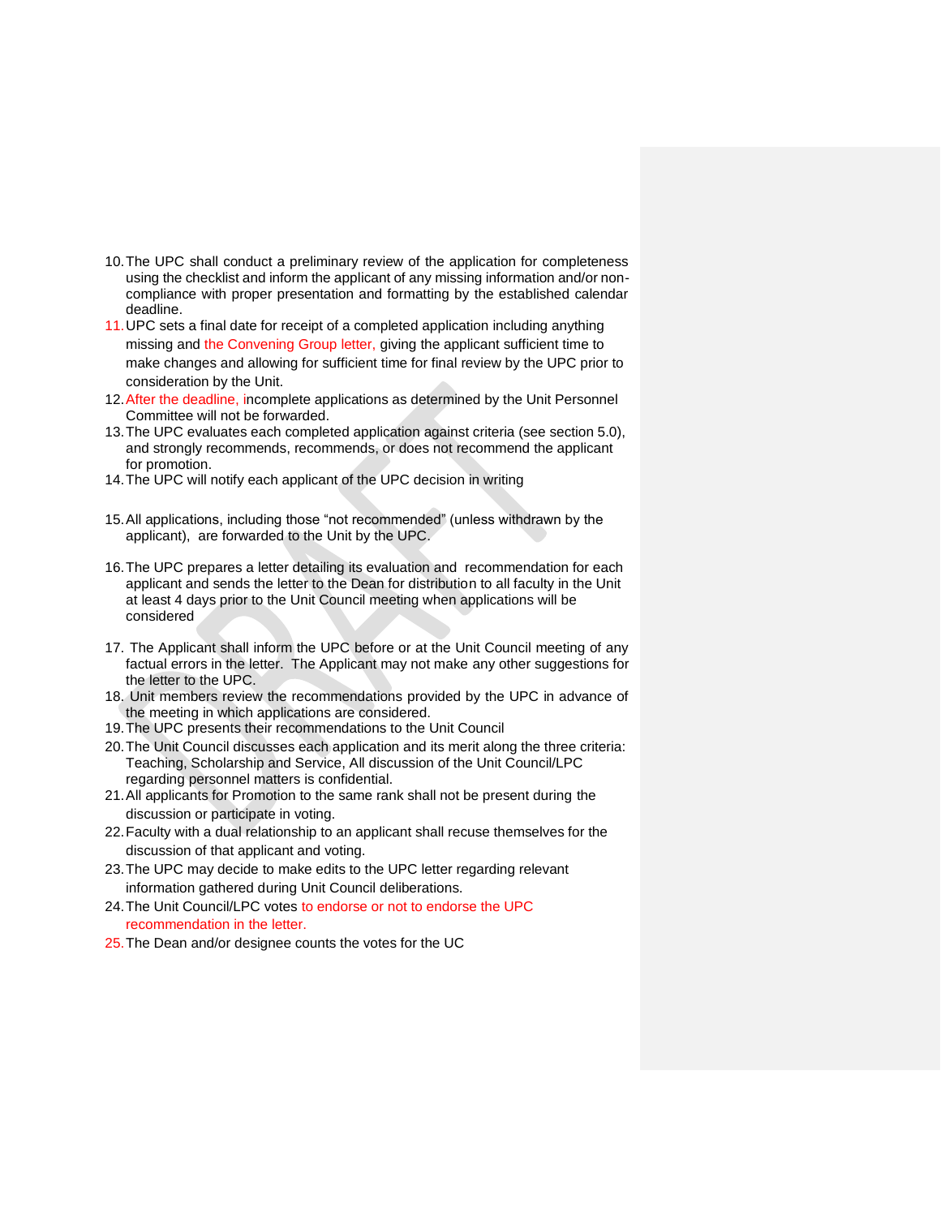10. The UPC shall conduct a preliminary review of the application for completeness using the checklist and inform the applicant of any missing information and/or non-compliance with proper presentation and formatting by the established calendar deadline.
11. UPC sets a final date for receipt of a completed application including anything missing and the Convening Group letter, giving the applicant sufficient time to make changes and allowing for sufficient time for final review by the UPC prior to consideration by the Unit.
12. After the deadline, incomplete applications as determined by the Unit Personnel Committee will not be forwarded.
13. The UPC evaluates each completed application against criteria (see section 5.0), and strongly recommends, recommends, or does not recommend the applicant for promotion.
14. The UPC will notify each applicant of the UPC decision in writing
15. All applications, including those "not recommended" (unless withdrawn by the applicant), are forwarded to the Unit by the UPC.
16. The UPC prepares a letter detailing its evaluation and recommendation for each applicant and sends the letter to the Dean for distribution to all faculty in the Unit at least 4 days prior to the Unit Council meeting when applications will be considered
17. The Applicant shall inform the UPC before or at the Unit Council meeting of any factual errors in the letter. The Applicant may not make any other suggestions for the letter to the UPC.
18. Unit members review the recommendations provided by the UPC in advance of the meeting in which applications are considered.
19. The UPC presents their recommendations to the Unit Council
20. The Unit Council discusses each application and its merit along the three criteria: Teaching, Scholarship and Service, All discussion of the Unit Council/LPC regarding personnel matters is confidential.
21. All applicants for Promotion to the same rank shall not be present during the discussion or participate in voting.
22. Faculty with a dual relationship to an applicant shall recuse themselves for the discussion of that applicant and voting.
23. The UPC may decide to make edits to the UPC letter regarding relevant information gathered during Unit Council deliberations.
24. The Unit Council/LPC votes to endorse or not to endorse the UPC recommendation in the letter.
25. The Dean and/or designee counts the votes for the UC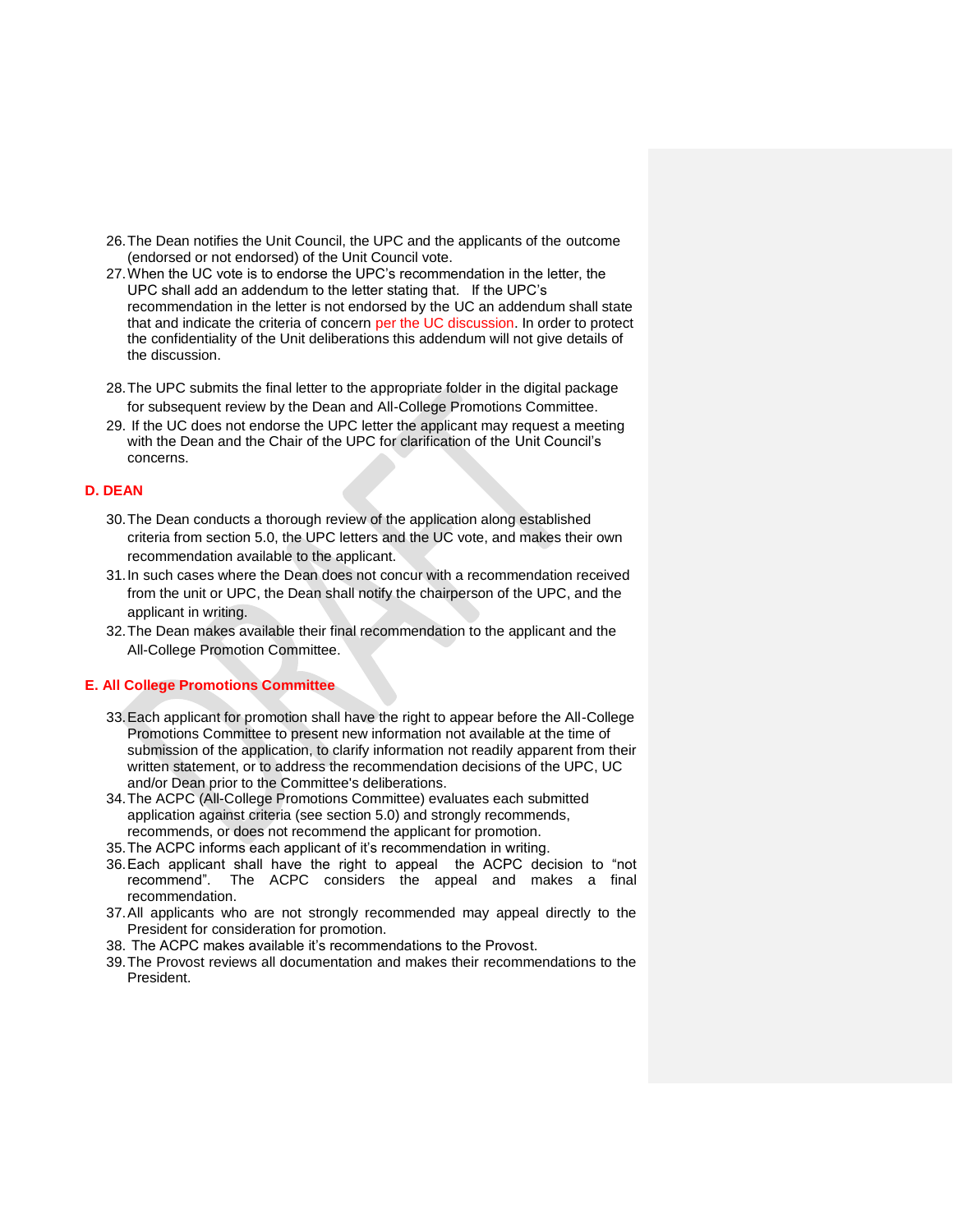26. The Dean notifies the Unit Council, the UPC and the applicants of the outcome (endorsed or not endorsed) of the Unit Council vote.
27. When the UC vote is to endorse the UPC's recommendation in the letter, the UPC shall add an addendum to the letter stating that. If the UPC's recommendation in the letter is not endorsed by the UC an addendum shall state that and indicate the criteria of concern per the UC discussion. In order to protect the confidentiality of the Unit deliberations this addendum will not give details of the discussion.
28. The UPC submits the final letter to the appropriate folder in the digital package for subsequent review by the Dean and All-College Promotions Committee.
29. If the UC does not endorse the UPC letter the applicant may request a meeting with the Dean and the Chair of the UPC for clarification of the Unit Council's concerns.

## D. DEAN

30. The Dean conducts a thorough review of the application along established criteria from section 5.0, the UPC letters and the UC vote, and makes their own recommendation available to the applicant.
31. In such cases where the Dean does not concur with a recommendation received from the unit or UPC, the Dean shall notify the chairperson of the UPC, and the applicant in writing.
32. The Dean makes available their final recommendation to the applicant and the All-College Promotion Committee.

## E. All College Promotions Committee

33. Each applicant for promotion shall have the right to appear before the All-College Promotions Committee to present new information not available at the time of submission of the application, to clarify information not readily apparent from their written statement, or to address the recommendation decisions of the UPC, UC and/or Dean prior to the Committee's deliberations.
34. The ACPC (All-College Promotions Committee) evaluates each submitted application against criteria (see section 5.0) and strongly recommends, recommends, or does not recommend the applicant for promotion.
35. The ACPC informs each applicant of it's recommendation in writing.
36. Each applicant shall have the right to appeal the ACPC decision to "not recommend". The ACPC considers the appeal and makes a final recommendation.
37. All applicants who are not strongly recommended may appeal directly to the President for consideration for promotion.
38. The ACPC makes available it's recommendations to the Provost.
39. The Provost reviews all documentation and makes their recommendations to the President.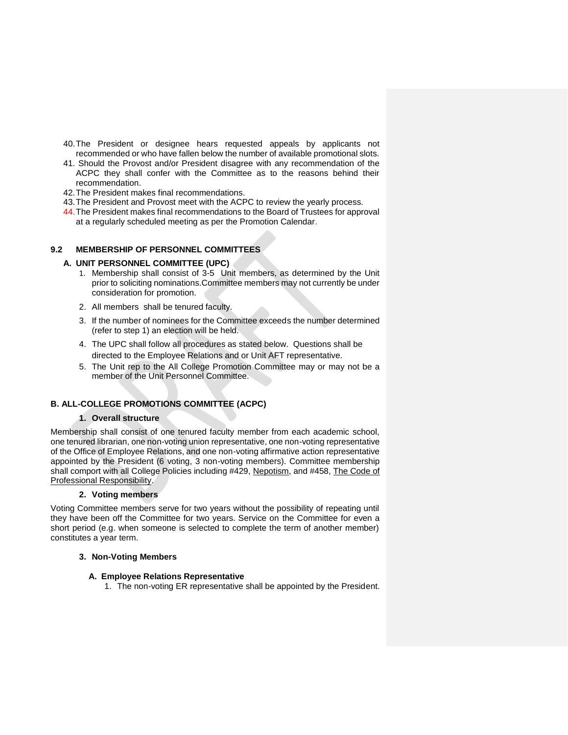40. The President or designee hears requested appeals by applicants not recommended or who have fallen below the number of available promotional slots.
41. Should the Provost and/or President disagree with any recommendation of the ACPC they shall confer with the Committee as to the reasons behind their recommendation.
42. The President makes final recommendations.
43. The President and Provost meet with the ACPC to review the yearly process.
44. The President makes final recommendations to the Board of Trustees for approval at a regularly scheduled meeting as per the Promotion Calendar.

## 9.2 MEMBERSHIP OF PERSONNEL COMMITTEES

### A. UNIT PERSONNEL COMMITTEE (UPC)

1. Membership shall consist of 3-5 Unit members, as determined by the Unit prior to soliciting nominations. Committee members may not currently be under consideration for promotion.
2. All members shall be tenured faculty.
3. If the number of nominees for the Committee exceeds the number determined (refer to step 1) an election will be held.
4. The UPC shall follow all procedures as stated below. Questions shall be directed to the Employee Relations and or Unit AFT representative.
5. The Unit rep to the All College Promotion Committee may or may not be a member of the Unit Personnel Committee.

### B. ALL-COLLEGE PROMOTIONS COMMITTEE (ACPC)

#### 1. Overall structure

Membership shall consist of one tenured faculty member from each academic school, one tenured librarian, one non-voting union representative, one non-voting representative of the Office of Employee Relations, and one non-voting affirmative action representative appointed by the President (6 voting, 3 non-voting members). Committee membership shall comport with all College Policies including #429, Nepotism, and #458, The Code of Professional Responsibility.

#### 2. Voting members

Voting Committee members serve for two years without the possibility of repeating until they have been off the Committee for two years. Service on the Committee for even a short period (e.g. when someone is selected to complete the term of another member) constitutes a year term.

#### 3. Non-Voting Members

##### A. Employee Relations Representative

1. The non-voting ER representative shall be appointed by the President.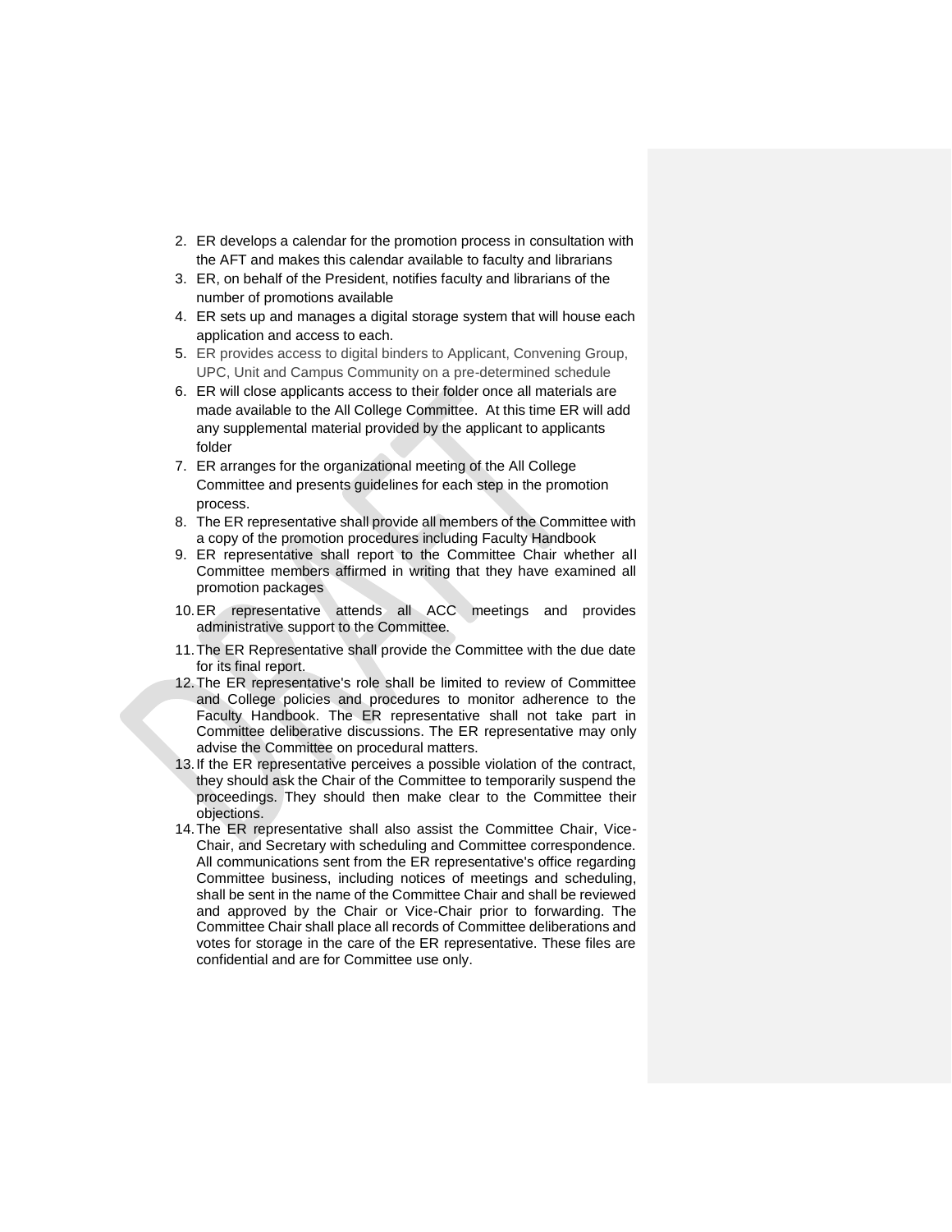2. ER develops a calendar for the promotion process in consultation with the AFT and makes this calendar available to faculty and librarians
3. ER, on behalf of the President, notifies faculty and librarians of the number of promotions available
4. ER sets up and manages a digital storage system that will house each application and access to each.
5. ER provides access to digital binders to Applicant, Convening Group, UPC, Unit and Campus Community on a pre-determined schedule
6. ER will close applicants access to their folder once all materials are made available to the All College Committee. At this time ER will add any supplemental material provided by the applicant to applicants folder
7. ER arranges for the organizational meeting of the All College Committee and presents guidelines for each step in the promotion process.
8. The ER representative shall provide all members of the Committee with a copy of the promotion procedures including Faculty Handbook
9. ER representative shall report to the Committee Chair whether all Committee members affirmed in writing that they have examined all promotion packages
10. ER representative attends all ACC meetings and provides administrative support to the Committee.
11. The ER Representative shall provide the Committee with the due date for its final report.
12. The ER representative's role shall be limited to review of Committee and College policies and procedures to monitor adherence to the Faculty Handbook. The ER representative shall not take part in Committee deliberative discussions. The ER representative may only advise the Committee on procedural matters.
13. If the ER representative perceives a possible violation of the contract, they should ask the Chair of the Committee to temporarily suspend the proceedings. They should then make clear to the Committee their objections.
14. The ER representative shall also assist the Committee Chair, Vice-Chair, and Secretary with scheduling and Committee correspondence. All communications sent from the ER representative's office regarding Committee business, including notices of meetings and scheduling, shall be sent in the name of the Committee Chair and shall be reviewed and approved by the Chair or Vice-Chair prior to forwarding. The Committee Chair shall place all records of Committee deliberations and votes for storage in the care of the ER representative. These files are confidential and are for Committee use only.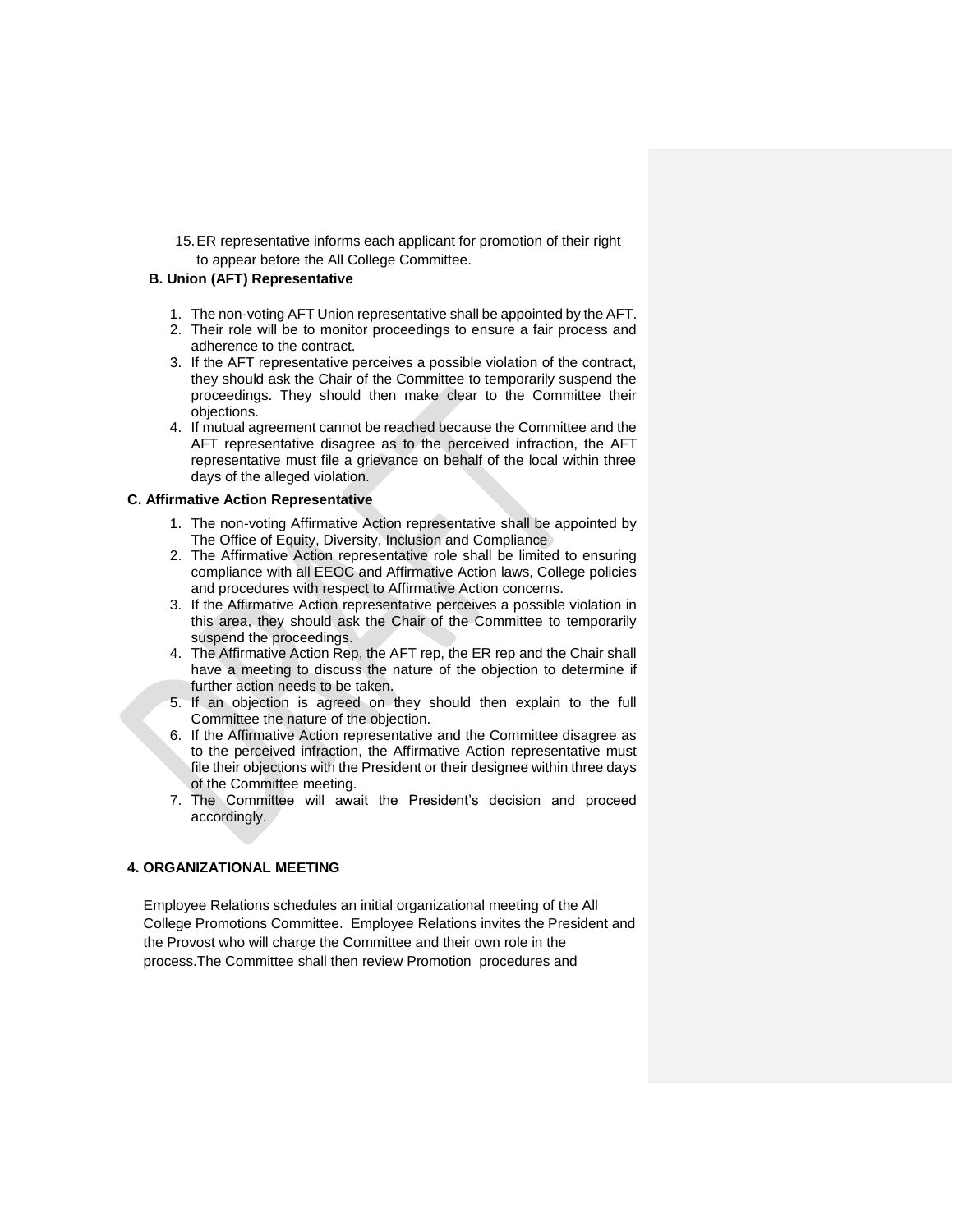15. ER representative informs each applicant for promotion of their right to appear before the All College Committee.

**B. Union (AFT) Representative**

1. The non-voting AFT Union representative shall be appointed by the AFT.
2. Their role will be to monitor proceedings to ensure a fair process and adherence to the contract.
3. If the AFT representative perceives a possible violation of the contract, they should ask the Chair of the Committee to temporarily suspend the proceedings. They should then make clear to the Committee their objections.
4. If mutual agreement cannot be reached because the Committee and the AFT representative disagree as to the perceived infraction, the AFT representative must file a grievance on behalf of the local within three days of the alleged violation.

**C. Affirmative Action Representative**

1. The non-voting Affirmative Action representative shall be appointed by The Office of Equity, Diversity, Inclusion and Compliance
2. The Affirmative Action representative role shall be limited to ensuring compliance with all EEOC and Affirmative Action laws, College policies and procedures with respect to Affirmative Action concerns.
3. If the Affirmative Action representative perceives a possible violation in this area, they should ask the Chair of the Committee to temporarily suspend the proceedings.
4. The Affirmative Action Rep, the AFT rep, the ER rep and the Chair shall have a meeting to discuss the nature of the objection to determine if further action needs to be taken.
5. If an objection is agreed on they should then explain to the full Committee the nature of the objection.
6. If the Affirmative Action representative and the Committee disagree as to the perceived infraction, the Affirmative Action representative must file their objections with the President or their designee within three days of the Committee meeting.
7. The Committee will await the President's decision and proceed accordingly.

**4. ORGANIZATIONAL MEETING**

Employee Relations schedules an initial organizational meeting of the All College Promotions Committee. Employee Relations invites the President and the Provost who will charge the Committee and their own role in the process.The Committee shall then review Promotion procedures and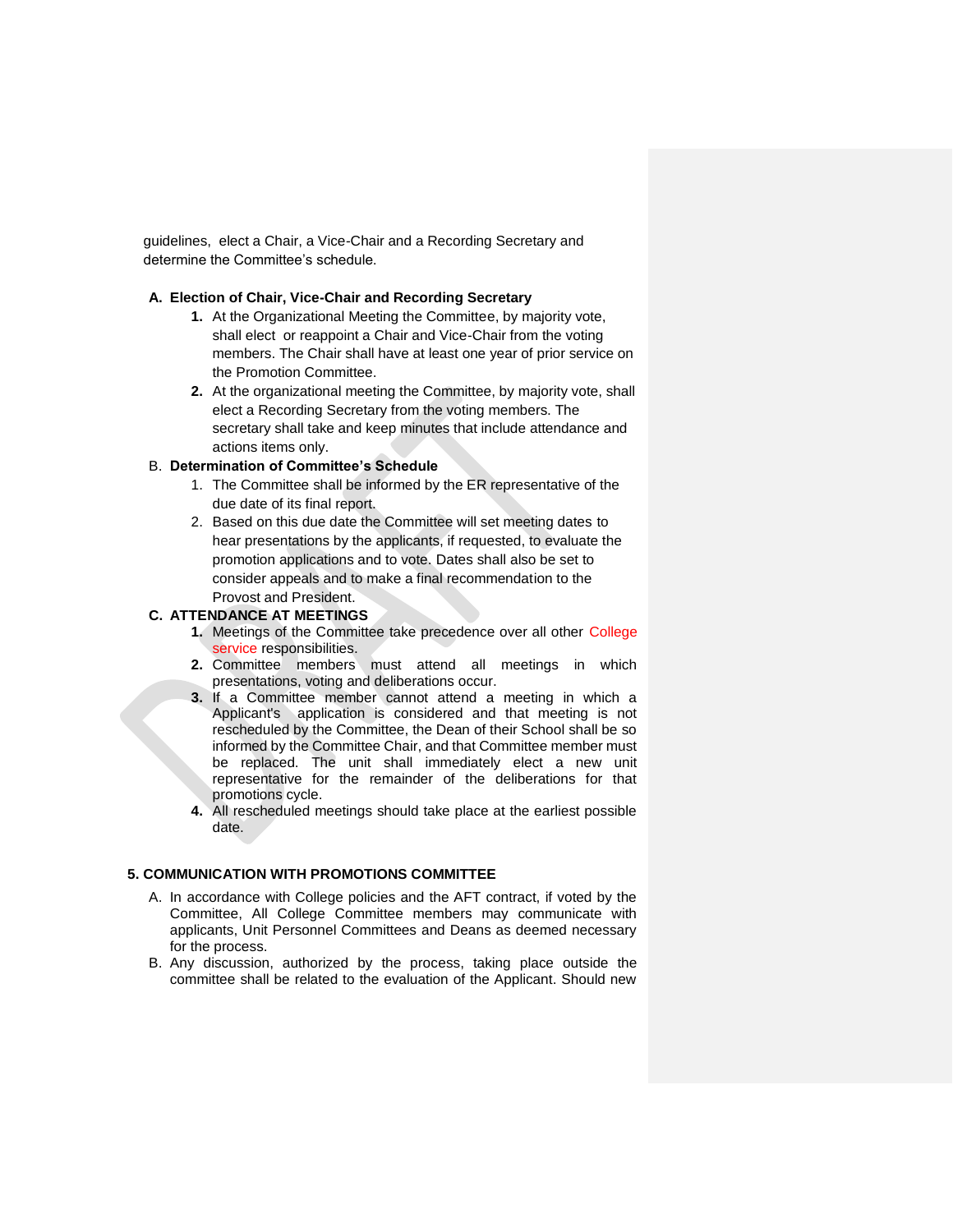guidelines, elect a Chair, a Vice-Chair and a Recording Secretary and determine the Committee's schedule.

**A. Election of Chair, Vice-Chair and Recording Secretary**

1. At the Organizational Meeting the Committee, by majority vote, shall elect or reappoint a Chair and Vice-Chair from the voting members. The Chair shall have at least one year of prior service on the Promotion Committee.
2. At the organizational meeting the Committee, by majority vote, shall elect a Recording Secretary from the voting members. The secretary shall take and keep minutes that include attendance and actions items only.

B. **Determination of Committee's Schedule**

1. The Committee shall be informed by the ER representative of the due date of its final report.
2. Based on this due date the Committee will set meeting dates to hear presentations by the applicants, if requested, to evaluate the promotion applications and to vote. Dates shall also be set to consider appeals and to make a final recommendation to the Provost and President.

**C. ATTENDANCE AT MEETINGS**

1. Meetings of the Committee take precedence over all other College service responsibilities.
2. Committee members must attend all meetings in which presentations, voting and deliberations occur.
3. If a Committee member cannot attend a meeting in which a Applicant's application is considered and that meeting is not rescheduled by the Committee, the Dean of their School shall be so informed by the Committee Chair, and that Committee member must be replaced. The unit shall immediately elect a new unit representative for the remainder of the deliberations for that promotions cycle.
4. All rescheduled meetings should take place at the earliest possible date.

**5. COMMUNICATION WITH PROMOTIONS COMMITTEE**

A. In accordance with College policies and the AFT contract, if voted by the Committee, All College Committee members may communicate with applicants, Unit Personnel Committees and Deans as deemed necessary for the process.

B. Any discussion, authorized by the process, taking place outside the committee shall be related to the evaluation of the Applicant. Should new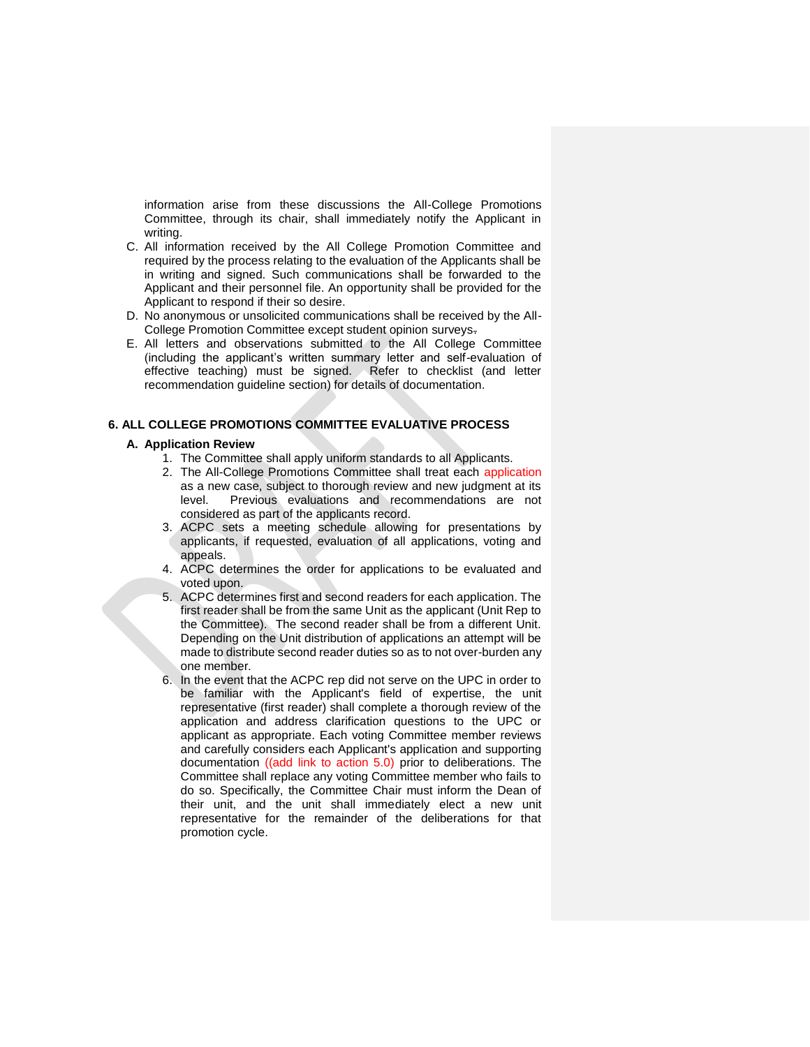information arise from these discussions the All-College Promotions Committee, through its chair, shall immediately notify the Applicant in writing.

C. All information received by the All College Promotion Committee and required by the process relating to the evaluation of the Applicants shall be in writing and signed. Such communications shall be forwarded to the Applicant and their personnel file. An opportunity shall be provided for the Applicant to respond if their so desire.

D. No anonymous or unsolicited communications shall be received by the All-College Promotion Committee except student opinion surveys.

E. All letters and observations submitted to the All College Committee (including the applicant's written summary letter and self-evaluation of effective teaching) must be signed. Refer to checklist (and letter recommendation guideline section) for details of documentation.

## 6. ALL COLLEGE PROMOTIONS COMMITTEE EVALUATIVE PROCESS

### A. Application Review

1. The Committee shall apply uniform standards to all Applicants.
2. The All-College Promotions Committee shall treat each application as a new case, subject to thorough review and new judgment at its level. Previous evaluations and recommendations are not considered as part of the applicants record.
3. ACPC sets a meeting schedule allowing for presentations by applicants, if requested, evaluation of all applications, voting and appeals.
4. ACPC determines the order for applications to be evaluated and voted upon.
5. ACPC determines first and second readers for each application. The first reader shall be from the same Unit as the applicant (Unit Rep to the Committee). The second reader shall be from a different Unit. Depending on the Unit distribution of applications an attempt will be made to distribute second reader duties so as to not over-burden any one member.
6. In the event that the ACPC rep did not serve on the UPC in order to be familiar with the Applicant's field of expertise, the unit representative (first reader) shall complete a thorough review of the application and address clarification questions to the UPC or applicant as appropriate. Each voting Committee member reviews and carefully considers each Applicant's application and supporting documentation ((add link to action 5.0) prior to deliberations. The Committee shall replace any voting Committee member who fails to do so. Specifically, the Committee Chair must inform the Dean of their unit, and the unit shall immediately elect a new unit representative for the remainder of the deliberations for that promotion cycle.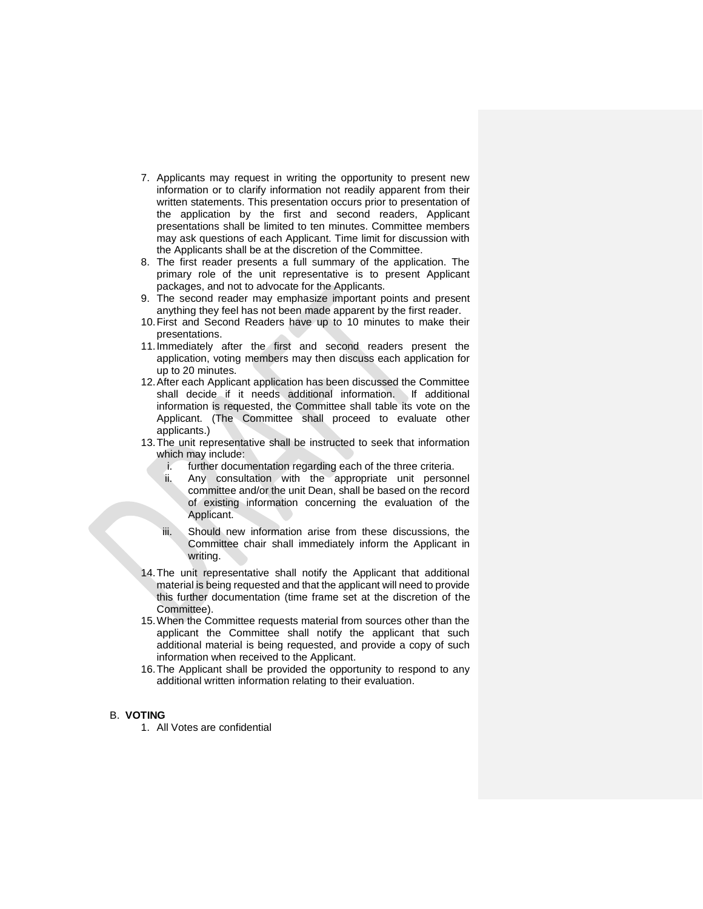7. Applicants may request in writing the opportunity to present new information or to clarify information not readily apparent from their written statements. This presentation occurs prior to presentation of the application by the first and second readers, Applicant presentations shall be limited to ten minutes. Committee members may ask questions of each Applicant. Time limit for discussion with the Applicants shall be at the discretion of the Committee.
8. The first reader presents a full summary of the application. The primary role of the unit representative is to present Applicant packages, and not to advocate for the Applicants.
9. The second reader may emphasize important points and present anything they feel has not been made apparent by the first reader.
10. First and Second Readers have up to 10 minutes to make their presentations.
11. Immediately after the first and second readers present the application, voting members may then discuss each application for up to 20 minutes.
12. After each Applicant application has been discussed the Committee shall decide if it needs additional information. If additional information is requested, the Committee shall table its vote on the Applicant. (The Committee shall proceed to evaluate other applicants.)
13. The unit representative shall be instructed to seek that information which may include:
    i. further documentation regarding each of the three criteria.
    ii. Any consultation with the appropriate unit personnel committee and/or the unit Dean, shall be based on the record of existing information concerning the evaluation of the Applicant.
    iii. Should new information arise from these discussions, the Committee chair shall immediately inform the Applicant in writing.
14. The unit representative shall notify the Applicant that additional material is being requested and that the applicant will need to provide this further documentation (time frame set at the discretion of the Committee).
15. When the Committee requests material from sources other than the applicant the Committee shall notify the applicant that such additional material is being requested, and provide a copy of such information when received to the Applicant.
16. The Applicant shall be provided the opportunity to respond to any additional written information relating to their evaluation.

B. **VOTING**

1. All Votes are confidential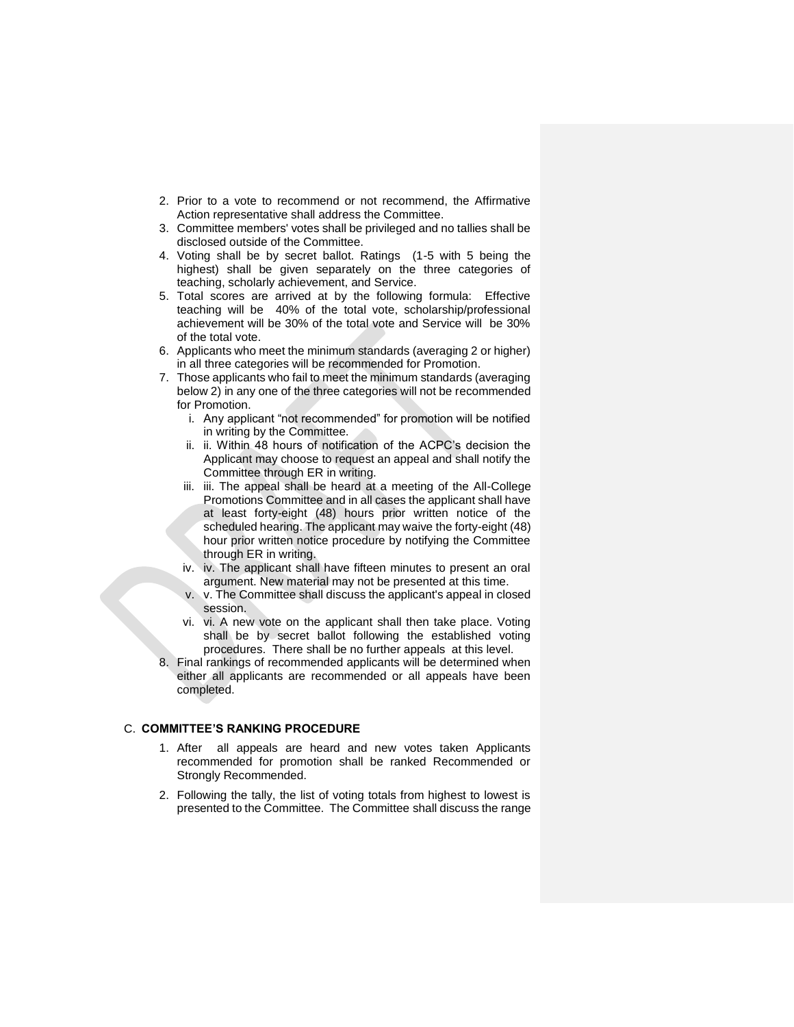2. Prior to a vote to recommend or not recommend, the Affirmative Action representative shall address the Committee.
3. Committee members' votes shall be privileged and no tallies shall be disclosed outside of the Committee.
4. Voting shall be by secret ballot. Ratings (1-5 with 5 being the highest) shall be given separately on the three categories of teaching, scholarly achievement, and Service.
5. Total scores are arrived at by the following formula: Effective teaching will be 40% of the total vote, scholarship/professional achievement will be 30% of the total vote and Service will be 30% of the total vote.
6. Applicants who meet the minimum standards (averaging 2 or higher) in all three categories will be recommended for Promotion.
7. Those applicants who fail to meet the minimum standards (averaging below 2) in any one of the three categories will not be recommended for Promotion.
   i. Any applicant "not recommended" for promotion will be notified in writing by the Committee.
   ii. ii. Within 48 hours of notification of the ACPC's decision the Applicant may choose to request an appeal and shall notify the Committee through ER in writing.
   iii. iii. The appeal shall be heard at a meeting of the All-College Promotions Committee and in all cases the applicant shall have at least forty-eight (48) hours prior written notice of the scheduled hearing. The applicant may waive the forty-eight (48) hour prior written notice procedure by notifying the Committee through ER in writing.
   iv. iv. The applicant shall have fifteen minutes to present an oral argument. New material may not be presented at this time.
   v. v. The Committee shall discuss the applicant's appeal in closed session.
   vi. vi. A new vote on the applicant shall then take place. Voting shall be by secret ballot following the established voting procedures. There shall be no further appeals at this level.
8. Final rankings of recommended applicants will be determined when either all applicants are recommended or all appeals have been completed.

C. **COMMITTEE'S RANKING PROCEDURE**

1. After all appeals are heard and new votes taken Applicants recommended for promotion shall be ranked Recommended or Strongly Recommended.
2. Following the tally, the list of voting totals from highest to lowest is presented to the Committee. The Committee shall discuss the range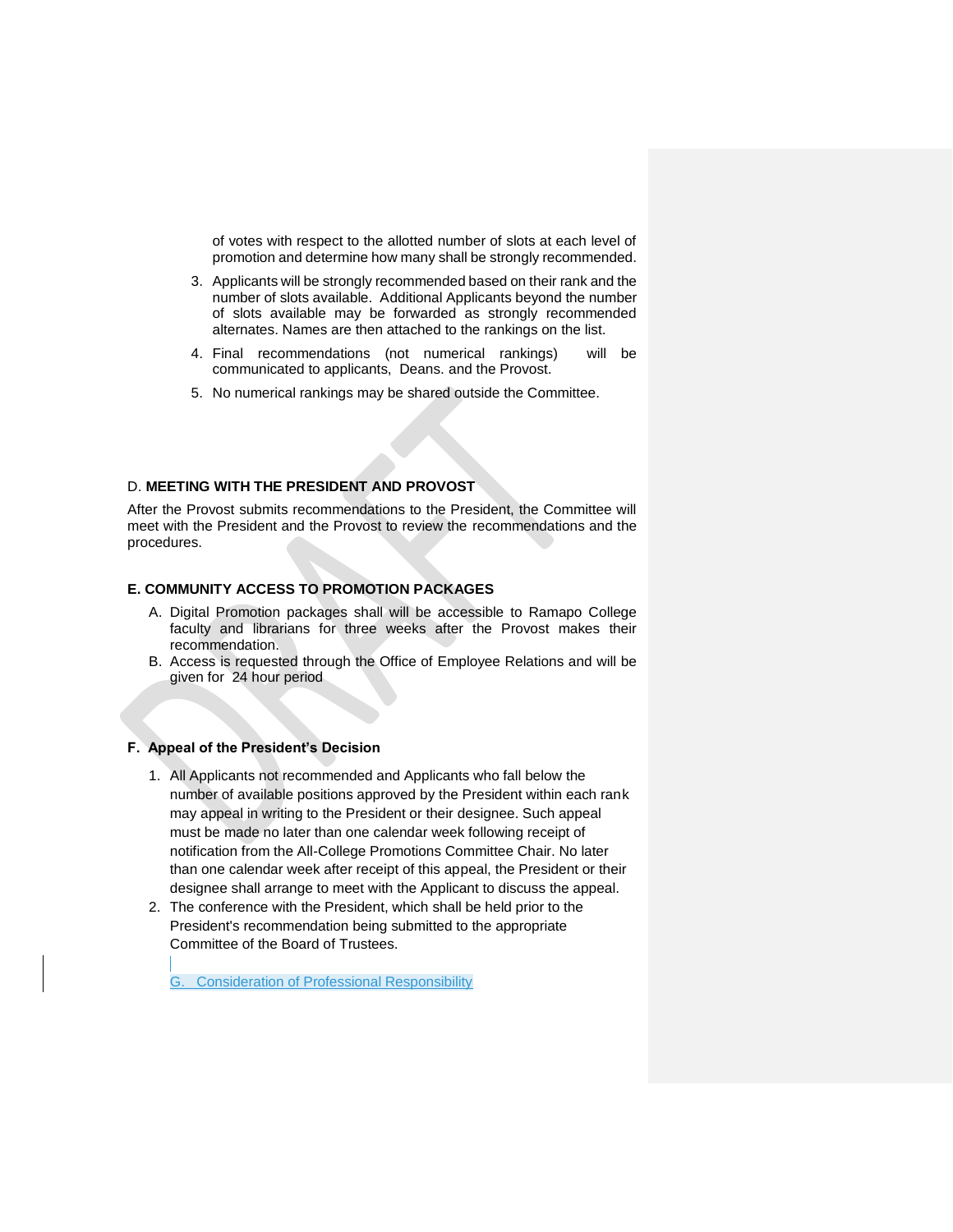of votes with respect to the allotted number of slots at each level of promotion and determine how many shall be strongly recommended.

3. Applicants will be strongly recommended based on their rank and the number of slots available. Additional Applicants beyond the number of slots available may be forwarded as strongly recommended alternates. Names are then attached to the rankings on the list.
4. Final recommendations (not numerical rankings) will be communicated to applicants, Deans. and the Provost.
5. No numerical rankings may be shared outside the Committee.

### D. MEETING WITH THE PRESIDENT AND PROVOST

After the Provost submits recommendations to the President, the Committee will meet with the President and the Provost to review the recommendations and the procedures.

### E. COMMUNITY ACCESS TO PROMOTION PACKAGES

A. Digital Promotion packages shall will be accessible to Ramapo College faculty and librarians for three weeks after the Provost makes their recommendation.
B. Access is requested through the Office of Employee Relations and will be given for 24 hour period

### F. Appeal of the President's Decision

1. All Applicants not recommended and Applicants who fall below the number of available positions approved by the President within each rank may appeal in writing to the President or their designee. Such appeal must be made no later than one calendar week following receipt of notification from the All-College Promotions Committee Chair. No later than one calendar week after receipt of this appeal, the President or their designee shall arrange to meet with the Applicant to discuss the appeal.
2. The conference with the President, which shall be held prior to the President's recommendation being submitted to the appropriate Committee of the Board of Trustees.

G. Consideration of Professional Responsibility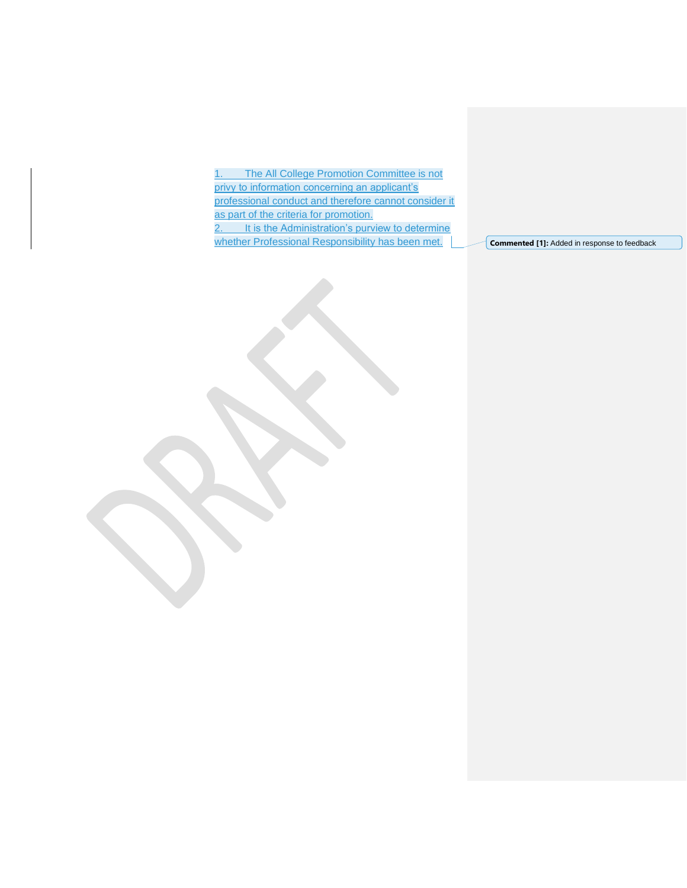1. The All College Promotion Committee is not privy to information concerning an applicant's professional conduct and therefore cannot consider it as part of the criteria for promotion.
2. It is the Administration's purview to determine whether Professional Responsibility has been met.

**Commented [1]:** Added in response to feedback